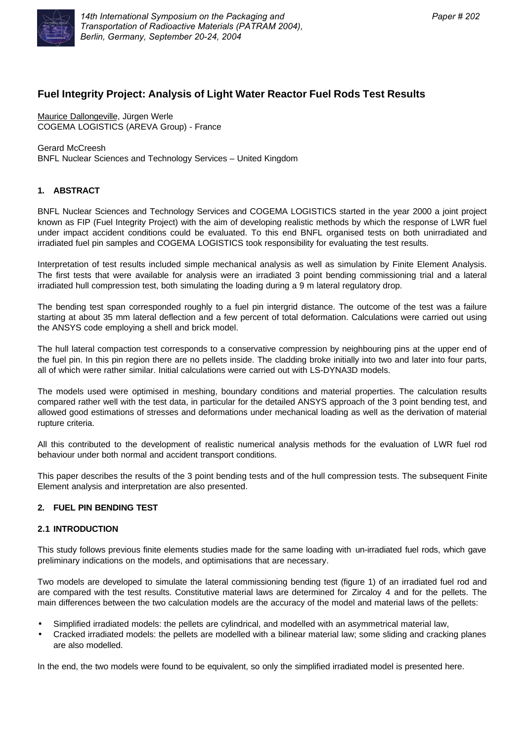# Fuel Integrity Project: Analysis of Light Water Reactor Fuel Rods Test Results

Maurice Dallongeville, Jürgen Werle
COGEMA LOGISTICS (AREVA Group) - France

Gerard McCreesh
BNFL Nuclear Sciences and Technology Services – United Kingdom

## 1. ABSTRACT

BNFL Nuclear Sciences and Technology Services and COGEMA LOGISTICS started in the year 2000 a joint project known as FIP (Fuel Integrity Project) with the aim of developing realistic methods by which the response of LWR fuel under impact accident conditions could be evaluated. To this end BNFL organised tests on both unirradiated and irradiated fuel pin samples and COGEMA LOGISTICS took responsibility for evaluating the test results.

Interpretation of test results included simple mechanical analysis as well as simulation by Finite Element Analysis. The first tests that were available for analysis were an irradiated 3 point bending commissioning trial and a lateral irradiated hull compression test, both simulating the loading during a 9 m lateral regulatory drop.

The bending test span corresponded roughly to a fuel pin intergrid distance. The outcome of the test was a failure starting at about 35 mm lateral deflection and a few percent of total deformation. Calculations were carried out using the ANSYS code employing a shell and brick model.

The hull lateral compaction test corresponds to a conservative compression by neighbouring pins at the upper end of the fuel pin. In this pin region there are no pellets inside. The cladding broke initially into two and later into four parts, all of which were rather similar. Initial calculations were carried out with LS-DYNA3D models.

The models used were optimised in meshing, boundary conditions and material properties. The calculation results compared rather well with the test data, in particular for the detailed ANSYS approach of the 3 point bending test, and allowed good estimations of stresses and deformations under mechanical loading as well as the derivation of material rupture criteria.

All this contributed to the development of realistic numerical analysis methods for the evaluation of LWR fuel rod behaviour under both normal and accident transport conditions.

This paper describes the results of the 3 point bending tests and of the hull compression tests. The subsequent Finite Element analysis and interpretation are also presented.

## 2. FUEL PIN BENDING TEST

### 2.1 INTRODUCTION

This study follows previous finite elements studies made for the same loading with un-irradiated fuel rods, which gave preliminary indications on the models, and optimisations that are necessary.

Two models are developed to simulate the lateral commissioning bending test (figure 1) of an irradiated fuel rod and are compared with the test results. Constitutive material laws are determined for Zircaloy 4 and for the pellets. The main differences between the two calculation models are the accuracy of the model and material laws of the pellets:

- Simplified irradiated models: the pellets are cylindrical, and modelled with an asymmetrical material law,
- Cracked irradiated models: the pellets are modelled with a bilinear material law; some sliding and cracking planes are also modelled.

In the end, the two models were found to be equivalent, so only the simplified irradiated model is presented here.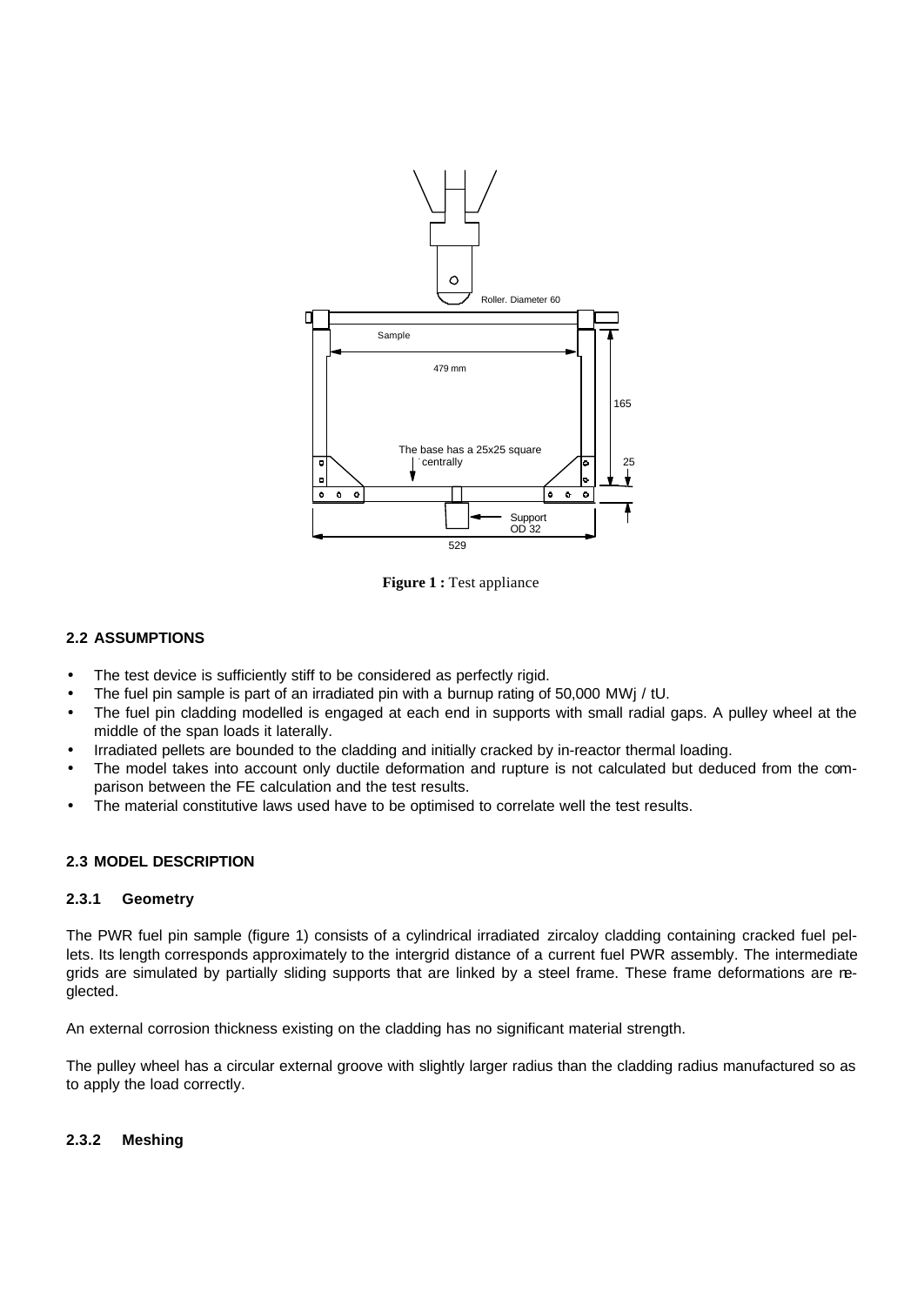**Figure 1 :** Test appliance

### 2.2 ASSUMPTIONS

- The test device is sufficiently stiff to be considered as perfectly rigid.
- The fuel pin sample is part of an irradiated pin with a burnup rating of 50,000 MWj / tU.
- The fuel pin cladding modelled is engaged at each end in supports with small radial gaps. A pulley wheel at the middle of the span loads it laterally.
- Irradiated pellets are bounded to the cladding and initially cracked by in-reactor thermal loading.
- The model takes into account only ductile deformation and rupture is not calculated but deduced from the comparison between the FE calculation and the test results.
- The material constitutive laws used have to be optimised to correlate well the test results.

### 2.3 MODEL DESCRIPTION

#### 2.3.1 Geometry

The PWR fuel pin sample (figure 1) consists of a cylindrical irradiated zircaloy cladding containing cracked fuel pellets. Its length corresponds approximately to the intergrid distance of a current fuel PWR assembly. The intermediate grids are simulated by partially sliding supports that are linked by a steel frame. These frame deformations are neglected.

An external corrosion thickness existing on the cladding has no significant material strength.

The pulley wheel has a circular external groove with slightly larger radius than the cladding radius manufactured so as to apply the load correctly.

#### 2.3.2 Meshing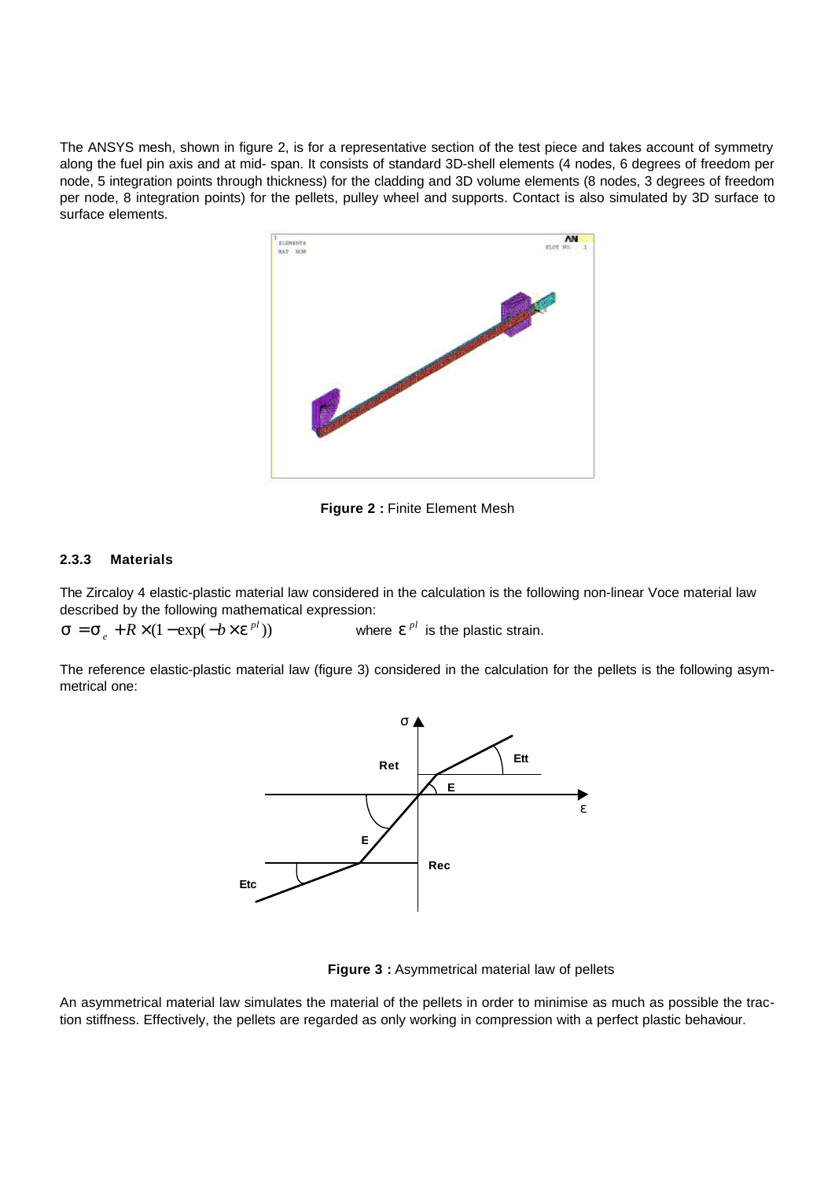The ANSYS mesh, shown in figure 2, is for a representative section of the test piece and takes account of symmetry along the fuel pin axis and at mid- span. It consists of standard 3D-shell elements (4 nodes, 6 degrees of freedom per node, 5 integration points through thickness) for the cladding and 3D volume elements (8 nodes, 3 degrees of freedom per node, 8 integration points) for the pellets, pulley wheel and supports. Contact is also simulated by 3D surface to surface elements.

**Figure 2 :** Finite Element Mesh

### 2.3.3 Materials

The Zircaloy 4 elastic-plastic material law considered in the calculation is the following non-linear Voce material law described by the following mathematical expression:

$\sigma = \sigma_e + R \times (1 - \exp(-b \times \varepsilon^{pl}))$ where $\varepsilon^{pl}$ is the plastic strain.

The reference elastic-plastic material law (figure 3) considered in the calculation for the pellets is the following asymmetrical one:

**Figure 3 :** Asymmetrical material law of pellets

An asymmetrical material law simulates the material of the pellets in order to minimise as much as possible the traction stiffness. Effectively, the pellets are regarded as only working in compression with a perfect plastic behaviour.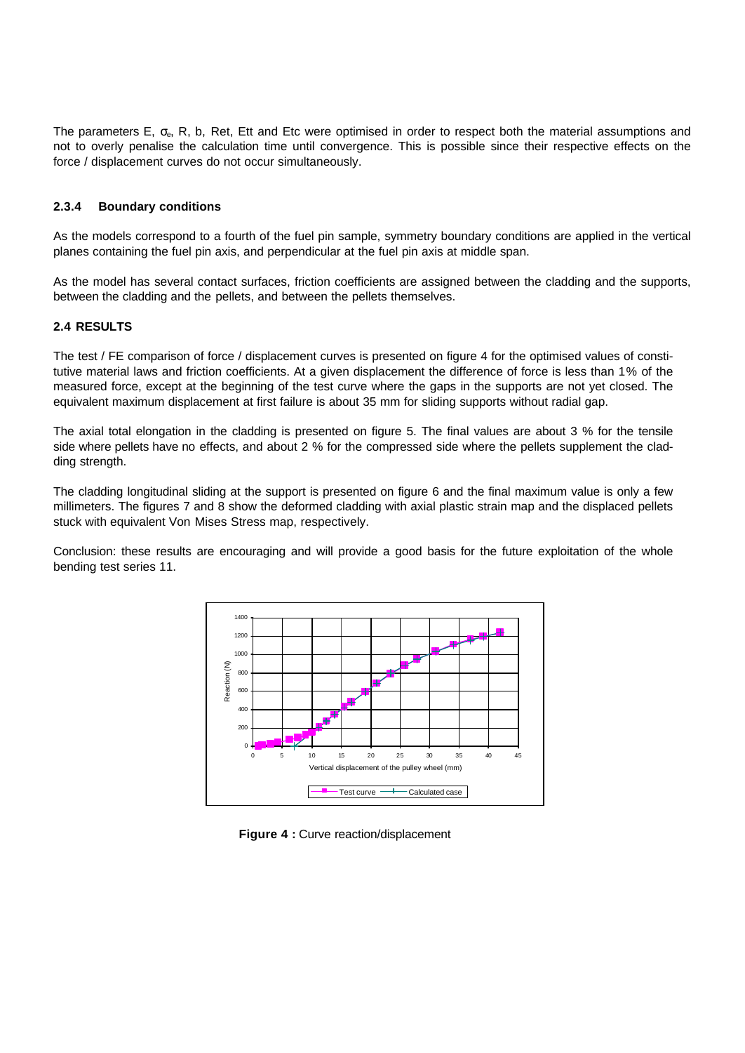The parameters E, $\sigma_e$, R, b, Ret, Ett and Etc were optimised in order to respect both the material assumptions and not to overly penalise the calculation time until convergence. This is possible since their respective effects on the force / displacement curves do not occur simultaneously.

### 2.3.4 Boundary conditions

As the models correspond to a fourth of the fuel pin sample, symmetry boundary conditions are applied in the vertical planes containing the fuel pin axis, and perpendicular at the fuel pin axis at middle span.

As the model has several contact surfaces, friction coefficients are assigned between the cladding and the supports, between the cladding and the pellets, and between the pellets themselves.

## 2.4 RESULTS

The test / FE comparison of force / displacement curves is presented on figure 4 for the optimised values of constitutive material laws and friction coefficients. At a given displacement the difference of force is less than 1% of the measured force, except at the beginning of the test curve where the gaps in the supports are not yet closed. The equivalent maximum displacement at first failure is about 35 mm for sliding supports without radial gap.

The axial total elongation in the cladding is presented on figure 5. The final values are about 3 % for the tensile side where pellets have no effects, and about 2 % for the compressed side where the pellets supplement the cladding strength.

The cladding longitudinal sliding at the support is presented on figure 6 and the final maximum value is only a few millimeters. The figures 7 and 8 show the deformed cladding with axial plastic strain map and the displaced pellets stuck with equivalent Von Mises Stress map, respectively.

Conclusion: these results are encouraging and will provide a good basis for the future exploitation of the whole bending test series 11.

**Figure 4 :** Curve reaction/displacement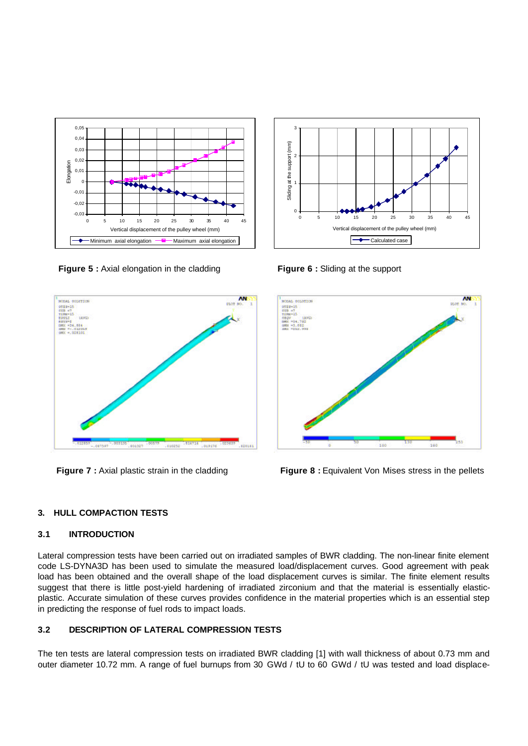**Figure 5 :** Axial elongation in the cladding

**Figure 6 :** Sliding at the support

**Figure 7 :** Axial plastic strain in the cladding

**Figure 8 :** Equivalent Von Mises stress in the pellets

## 3. HULL COMPACTION TESTS

### 3.1 INTRODUCTION

Lateral compression tests have been carried out on irradiated samples of BWR cladding. The non-linear finite element code LS-DYNA3D has been used to simulate the measured load/displacement curves. Good agreement with peak load has been obtained and the overall shape of the load displacement curves is similar. The finite element results suggest that there is little post-yield hardening of irradiated zirconium and that the material is essentially elastic-plastic. Accurate simulation of these curves provides confidence in the material properties which is an essential step in predicting the response of fuel rods to impact loads.

### 3.2 DESCRIPTION OF LATERAL COMPRESSION TESTS

The ten tests are lateral compression tests on irradiated BWR cladding [1] with wall thickness of about 0.73 mm and outer diameter 10.72 mm. A range of fuel burnups from 30 GWd / tU to 60 GWd / tU was tested and load displace-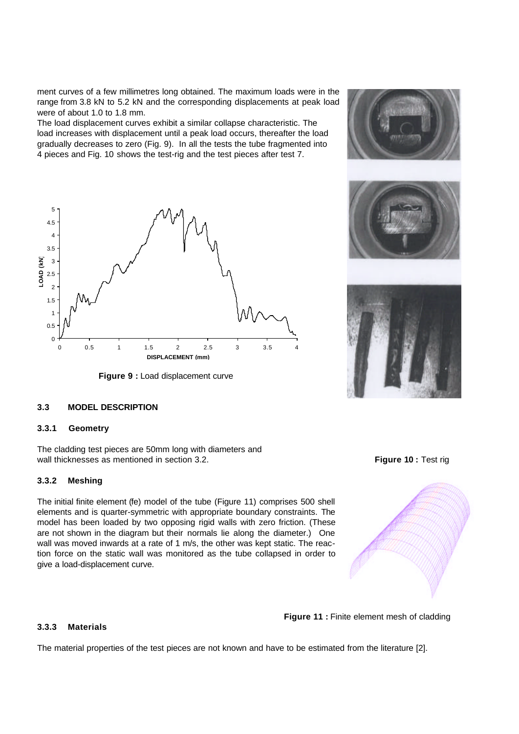ment curves of a few millimetres long obtained. The maximum loads were in the range from 3.8 kN to 5.2 kN and the corresponding displacements at peak load were of about 1.0 to 1.8 mm.

The load displacement curves exhibit a similar collapse characteristic. The load increases with displacement until a peak load occurs, thereafter the load gradually decreases to zero (Fig. 9). In all the tests the tube fragmented into 4 pieces and Fig. 10 shows the test-rig and the test pieces after test 7.

**Figure 9 :** Load displacement curve

**Figure 10 :** Test rig

### 3.3 MODEL DESCRIPTION

#### 3.3.1 Geometry

The cladding test pieces are 50mm long with diameters and wall thicknesses as mentioned in section 3.2.

#### 3.3.2 Meshing

The initial finite element (fe) model of the tube (Figure 11) comprises 500 shell elements and is quarter-symmetric with appropriate boundary constraints. The model has been loaded by two opposing rigid walls with zero friction. (These are not shown in the diagram but their normals lie along the diameter.) One wall was moved inwards at a rate of 1 m/s, the other was kept static. The reaction force on the static wall was monitored as the tube collapsed in order to give a load-displacement curve.

**Figure 11 :** Finite element mesh of cladding

#### 3.3.3 Materials

The material properties of the test pieces are not known and have to be estimated from the literature [2].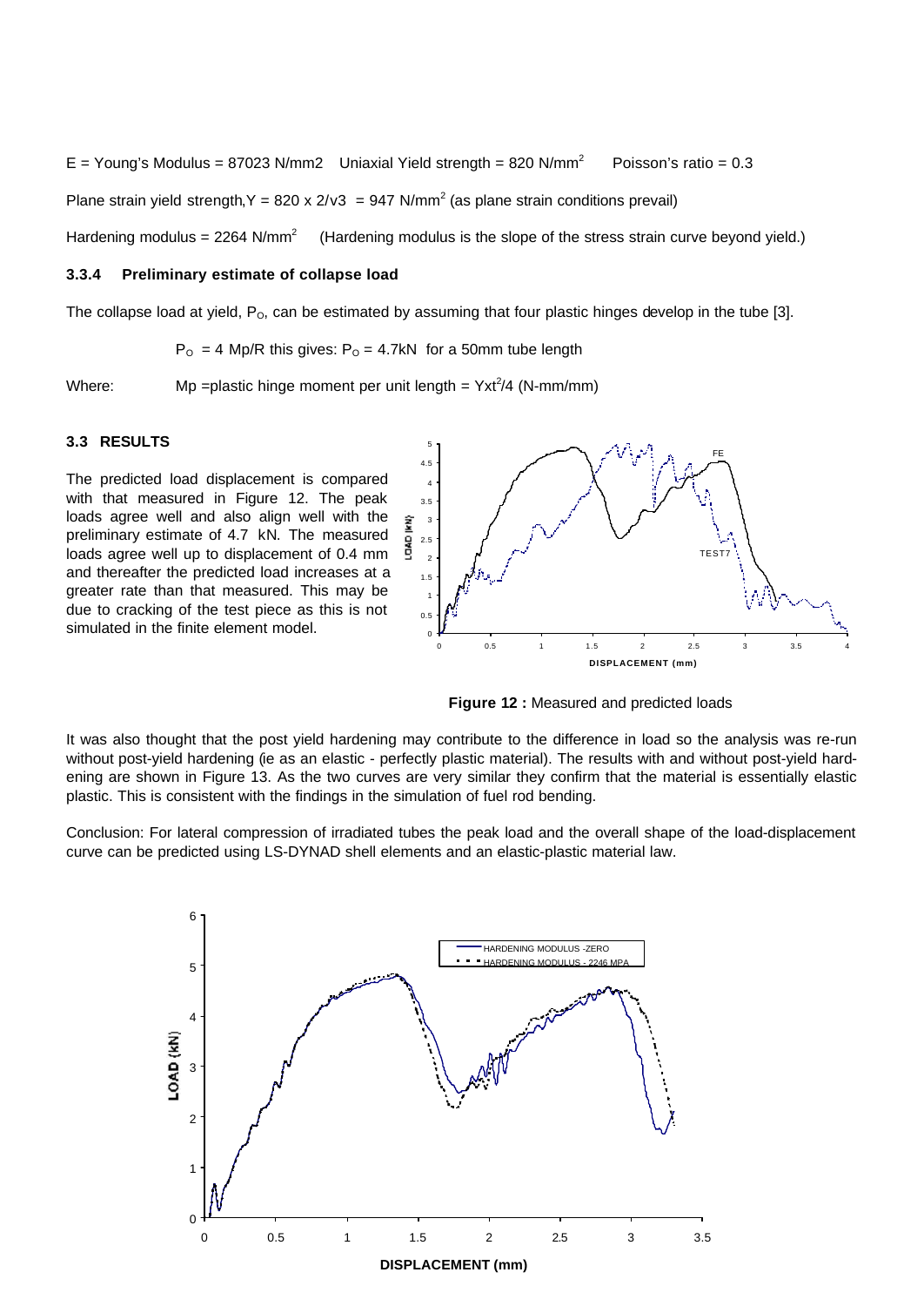E = Young's Modulus = 87023 N/mm2 Uniaxial Yield strength = 820 N/mm$^2$ Poisson's ratio = 0.3

Plane strain yield strength,Y = 820 x 2/√3 = 947 N/mm$^2$ (as plane strain conditions prevail)

Hardening modulus = 2264 N/mm$^2$ (Hardening modulus is the slope of the stress strain curve beyond yield.)

### 3.3.4 Preliminary estimate of collapse load

The collapse load at yield, $P_O$, can be estimated by assuming that four plastic hinges develop in the tube [3].

$P_O = 4$ Mp/R this gives: $P_O = 4.7$kN for a 50mm tube length

Where: Mp =plastic hinge moment per unit length = Yxt$^2$/4 (N-mm/mm)

### 3.3 RESULTS

The predicted load displacement is compared with that measured in Figure 12. The peak loads agree well and also align well with the preliminary estimate of 4.7 kN. The measured loads agree well up to displacement of 0.4 mm and thereafter the predicted load increases at a greater rate than that measured. This may be due to cracking of the test piece as this is not simulated in the finite element model.

**Figure 12 :** Measured and predicted loads

It was also thought that the post yield hardening may contribute to the difference in load so the analysis was re-run without post-yield hardening (ie as an elastic - perfectly plastic material). The results with and without post-yield hardening are shown in Figure 13. As the two curves are very similar they confirm that the material is essentially elastic plastic. This is consistent with the findings in the simulation of fuel rod bending.

Conclusion: For lateral compression of irradiated tubes the peak load and the overall shape of the load-displacement curve can be predicted using LS-DYNAD shell elements and an elastic-plastic material law.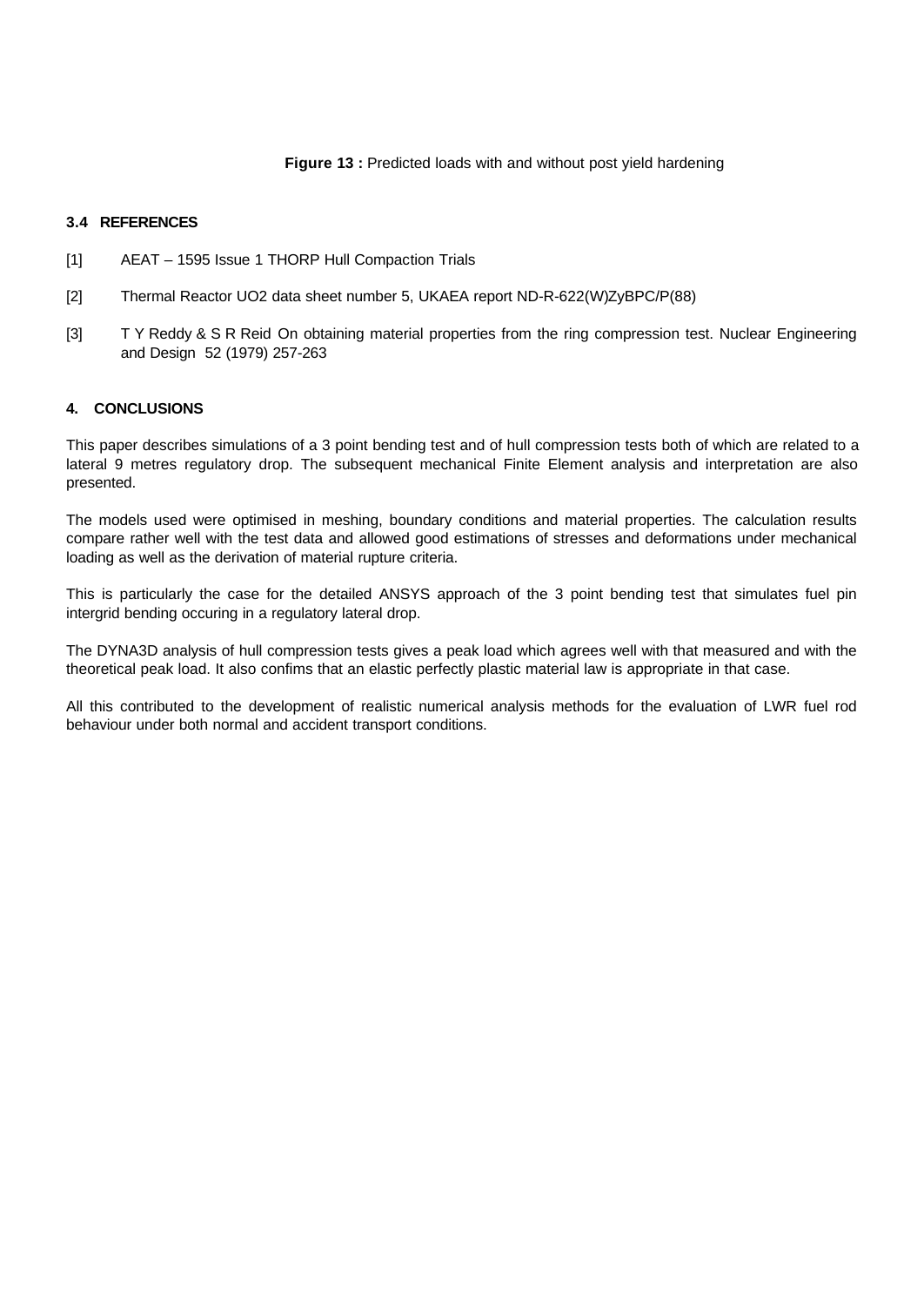**Figure 13 :** Predicted loads with and without post yield hardening

### 3.4 REFERENCES

[1] AEAT – 1595 Issue 1 THORP Hull Compaction Trials

[2] Thermal Reactor UO2 data sheet number 5, UKAEA report ND-R-622(W)ZyBPC/P(88)

[3] T Y Reddy & S R Reid On obtaining material properties from the ring compression test. Nuclear Engineering and Design 52 (1979) 257-263

## 4. CONCLUSIONS

This paper describes simulations of a 3 point bending test and of hull compression tests both of which are related to a lateral 9 metres regulatory drop. The subsequent mechanical Finite Element analysis and interpretation are also presented.

The models used were optimised in meshing, boundary conditions and material properties. The calculation results compare rather well with the test data and allowed good estimations of stresses and deformations under mechanical loading as well as the derivation of material rupture criteria.

This is particularly the case for the detailed ANSYS approach of the 3 point bending test that simulates fuel pin intergrid bending occuring in a regulatory lateral drop.

The DYNA3D analysis of hull compression tests gives a peak load which agrees well with that measured and with the theoretical peak load. It also confims that an elastic perfectly plastic material law is appropriate in that case.

All this contributed to the development of realistic numerical analysis methods for the evaluation of LWR fuel rod behaviour under both normal and accident transport conditions.